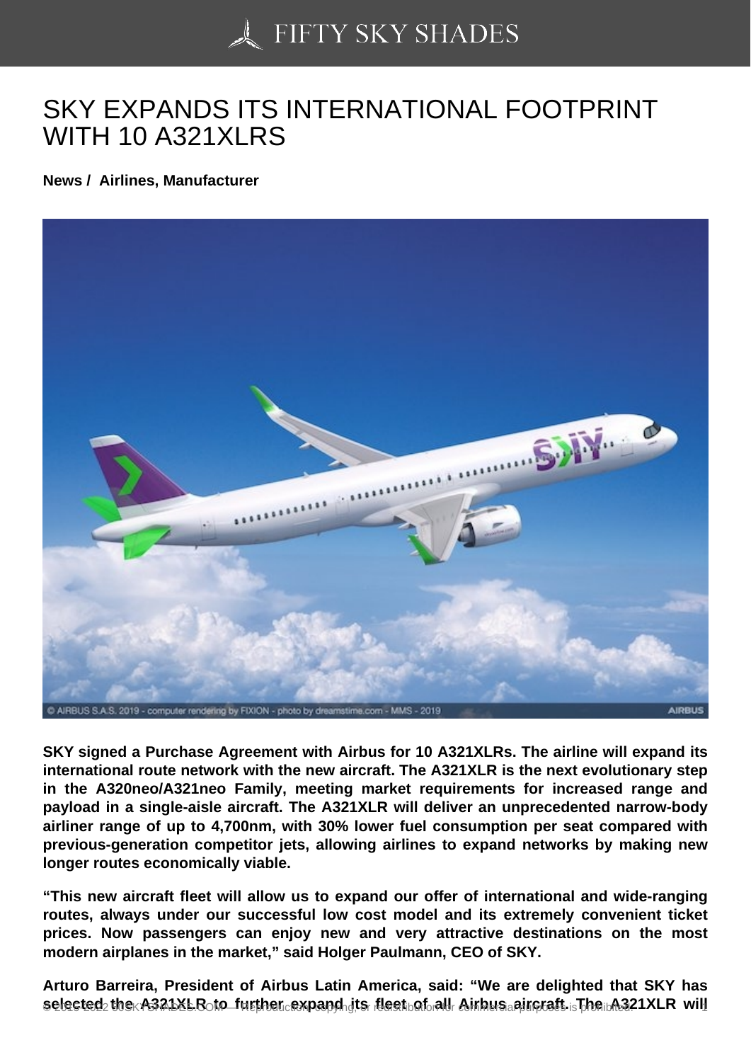# SKY EXPANDS ITS INTERNATIONAL FOOTPRINT WITH 10 A321XLRS

**News / Airlines, Manufacturer**

**SKY signed a Purchase Agreement with Airbus for 10 A321XLRs. The airline will expand its international route network with the new aircraft. The A321XLR is the next evolutionary step in the A320neo/A321neo Family, meeting market requirements for increased range and payload in a single-aisle aircraft. The A321XLR will deliver an unprecedented narrow-body airliner range of up to 4,700nm, with 30% lower fuel consumption per seat compared with previous-generation competitor jets, allowing airlines to expand networks by making new longer routes economically viable.**

**"This new aircraft fleet will allow us to expand our offer of international and wide-ranging routes, always under our successful low cost model and its extremely convenient ticket prices. Now passengers can enjoy new and very attractive destinations on the most modern airplanes in the market," said Holger Paulmann, CEO of SKY.**

**Arturo Barreira, President of Airbus Latin America, said: "We are delighted that SKY has selected the A321XLR to further expand its fleet of all Airbus aircraft. The A321XLR will**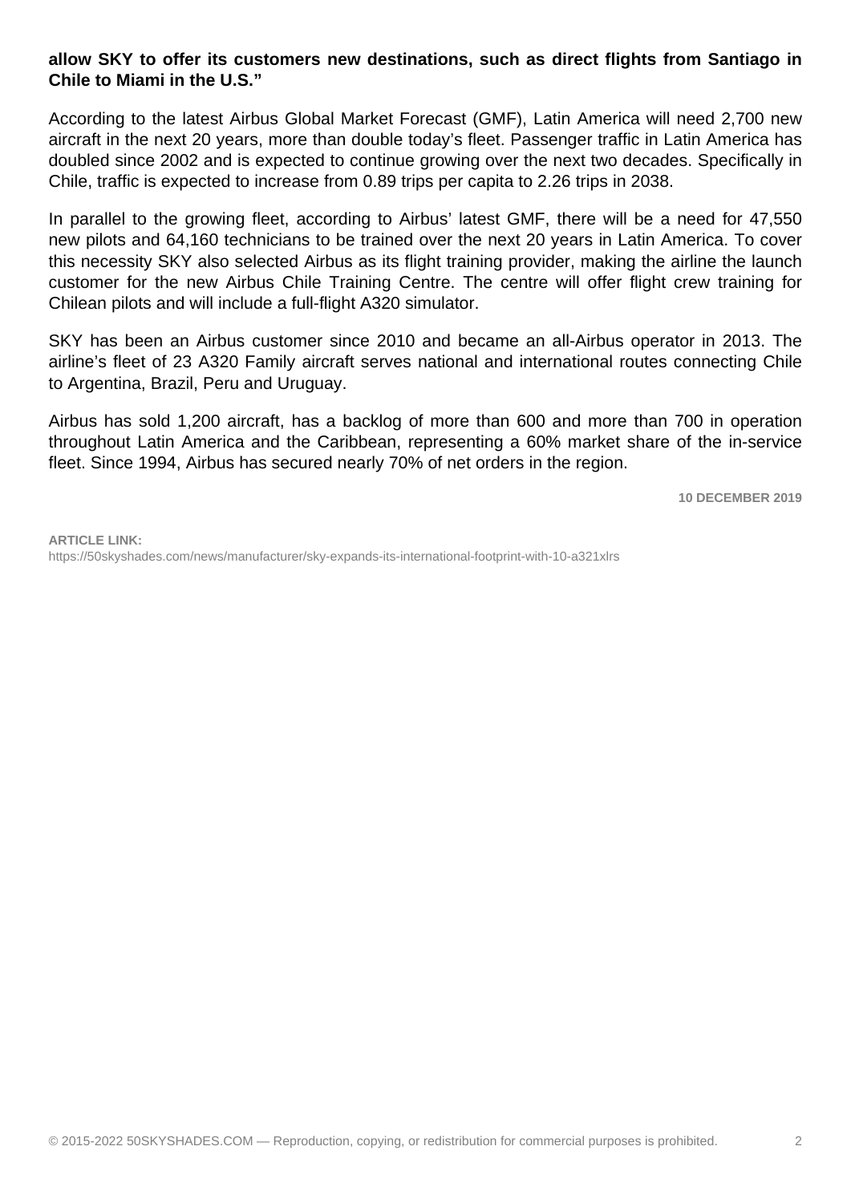**allow SKY to offer its customers new destinations, such as direct flights from Santiago in Chile to Miami in the U.S."**

According to the latest Airbus Global Market Forecast (GMF), Latin America will need 2,700 new aircraft in the next 20 years, more than double today's fleet. Passenger traffic in Latin America has doubled since 2002 and is expected to continue growing over the next two decades. Specifically in Chile, traffic is expected to increase from 0.89 trips per capita to 2.26 trips in 2038.

In parallel to the growing fleet, according to Airbus' latest GMF, there will be a need for 47,550 new pilots and 64,160 technicians to be trained over the next 20 years in Latin America. To cover this necessity SKY also selected Airbus as its flight training provider, making the airline the launch customer for the new Airbus Chile Training Centre. The centre will offer flight crew training for Chilean pilots and will include a full-flight A320 simulator.

SKY has been an Airbus customer since 2010 and became an all-Airbus operator in 2013. The airline's fleet of 23 A320 Family aircraft serves national and international routes connecting Chile to Argentina, Brazil, Peru and Uruguay.

Airbus has sold 1,200 aircraft, has a backlog of more than 600 and more than 700 in operation throughout Latin America and the Caribbean, representing a 60% market share of the in-service fleet. Since 1994, Airbus has secured nearly 70% of net orders in the region.

**10 DECEMBER 2019**

**ARTICLE LINK:**
https://50skyshades.com/news/manufacturer/sky-expands-its-international-footprint-with-10-a321xlrs

© 2015-2022 50SKYSHADES.COM — Reproduction, copying, or redistribution for commercial purposes is prohibited.